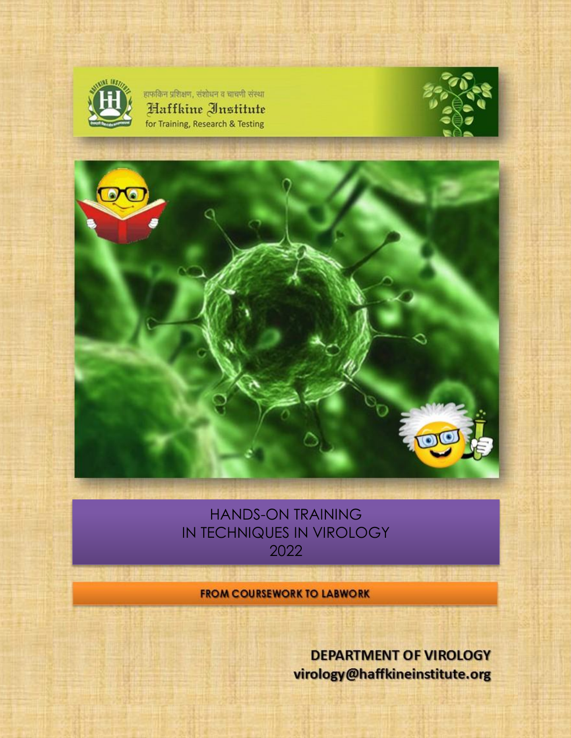हाफकिन प्रशिक्षण, संशोधन व चाचणी संस्था

Haffkine Institute

for Training, Research & Testing

# HANDS-ON TRAINING IN TECHNIQUES IN VIROLOGY 2022

**FROM COURSEWORK TO LABWORK**

**DEPARTMENT OF VIROLOGY**

**virology@haffkineinstitute.org**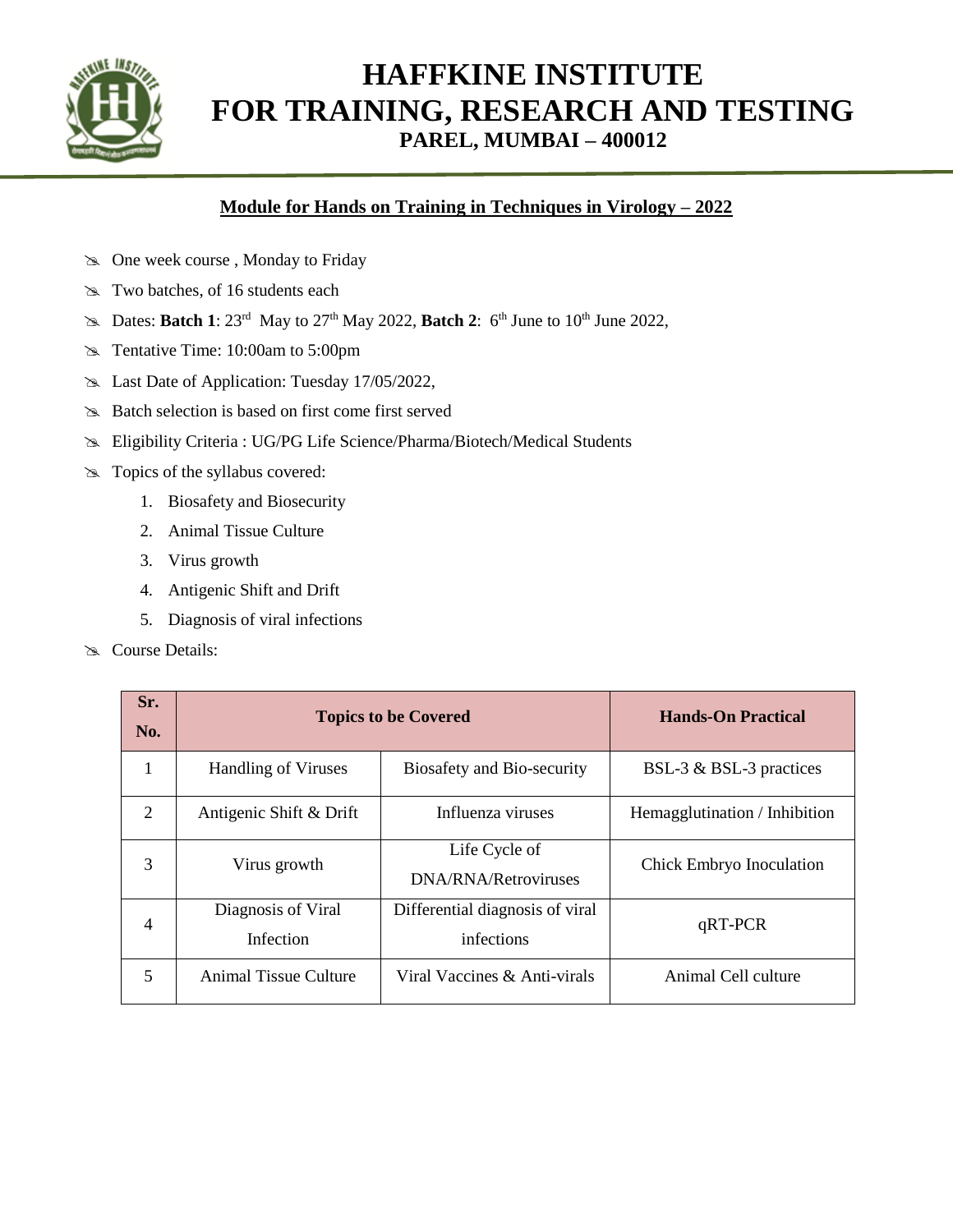# HAFFKINE INSTITUTE FOR TRAINING, RESEARCH AND TESTING

**PAREL, MUMBAI – 400012**

## Module for Hands on Training in Techniques in Virology – 2022

- One week course , Monday to Friday
- Two batches, of 16 students each
- Dates: **Batch 1**: 23rd May to 27th May 2022, **Batch 2**: 6th June to 10th June 2022,
- Tentative Time: 10:00am to 5:00pm
- Last Date of Application: Tuesday 17/05/2022,
- Batch selection is based on first come first served
- Eligibility Criteria : UG/PG Life Science/Pharma/Biotech/Medical Students
- Topics of the syllabus covered:
  1. Biosafety and Biosecurity
  2. Animal Tissue Culture
  3. Virus growth
  4. Antigenic Shift and Drift
  5. Diagnosis of viral infections
- Course Details:

| Sr. No. | Topics to be Covered | | Hands-On Practical |
|---|---|---|---|
| 1 | Handling of Viruses | Biosafety and Bio-security | BSL-3 & BSL-3 practices |
| 2 | Antigenic Shift & Drift | Influenza viruses | Hemagglutination / Inhibition |
| 3 | Virus growth | Life Cycle of DNA/RNA/Retroviruses | Chick Embryo Inoculation |
| 4 | Diagnosis of Viral Infection | Differential diagnosis of viral infections | qRT-PCR |
| 5 | Animal Tissue Culture | Viral Vaccines & Anti-virals | Animal Cell culture |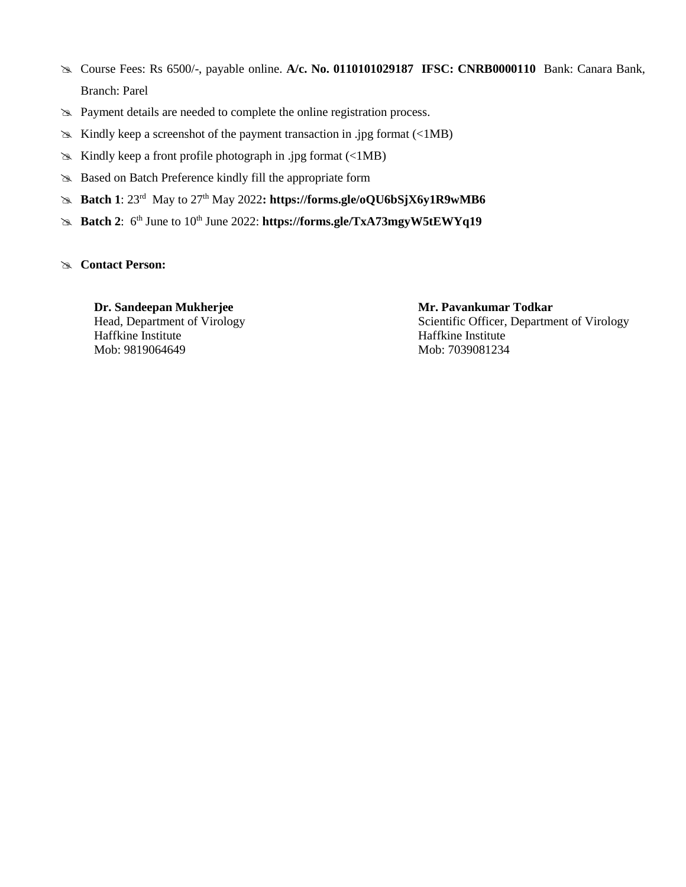- Course Fees: Rs 6500/-, payable online. **A/c. No. 0110101029187 IFSC: CNRB0000110** Bank: Canara Bank, Branch: Parel
- Payment details are needed to complete the online registration process.
- Kindly keep a screenshot of the payment transaction in .jpg format (<1MB)
- Kindly keep a front profile photograph in .jpg format (<1MB)
- Based on Batch Preference kindly fill the appropriate form
- **Batch 1**: 23rd May to 27th May 2022**: https://forms.gle/oQU6bSjX6y1R9wMB6**
- **Batch 2**: 6th June to 10th June 2022: **https://forms.gle/TxA73mgyW5tEWYq19**

- **Contact Person:**

**Dr. Sandeepan Mukherjee**
Head, Department of Virology
Haffkine Institute
Mob: 9819064649

**Mr. Pavankumar Todkar**
Scientific Officer, Department of Virology
Haffkine Institute
Mob: 7039081234